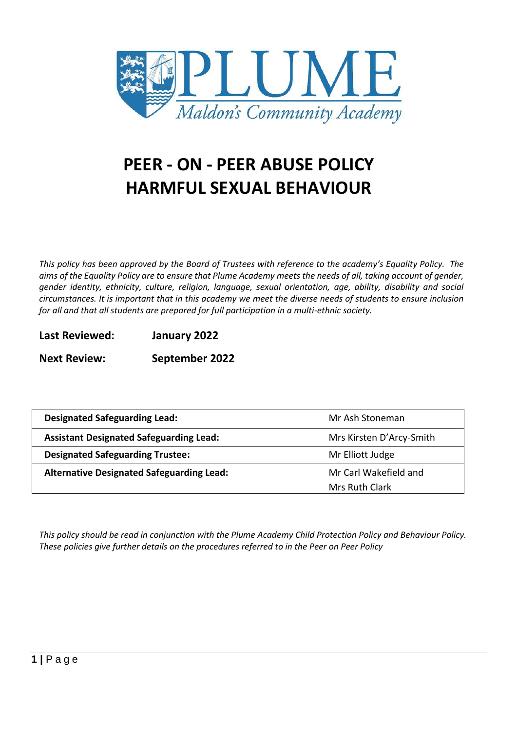# PEER - ON - PEER ABUSE POLICY HARMFUL SEXUAL BEHAVIOUR

*This policy has been approved by the Board of Trustees with reference to the academy's Equality Policy. The aims of the Equality Policy are to ensure that Plume Academy meets the needs of all, taking account of gender, gender identity, ethnicity, culture, religion, language, sexual orientation, age, ability, disability and social circumstances. It is important that in this academy we meet the diverse needs of students to ensure inclusion for all and that all students are prepared for full participation in a multi-ethnic society.*

**Last Reviewed:** **January 2022**

**Next Review:** **September 2022**

| **Designated Safeguarding Lead:** | Mr Ash Stoneman |
|---|---|
| **Assistant Designated Safeguarding Lead:** | Mrs Kirsten D'Arcy-Smith |
| **Designated Safeguarding Trustee:** | Mr Elliott Judge |
| **Alternative Designated Safeguarding Lead:** | Mr Carl Wakefield and Mrs Ruth Clark |

*This policy should be read in conjunction with the Plume Academy Child Protection Policy and Behaviour Policy. These policies give further details on the procedures referred to in the Peer on Peer Policy*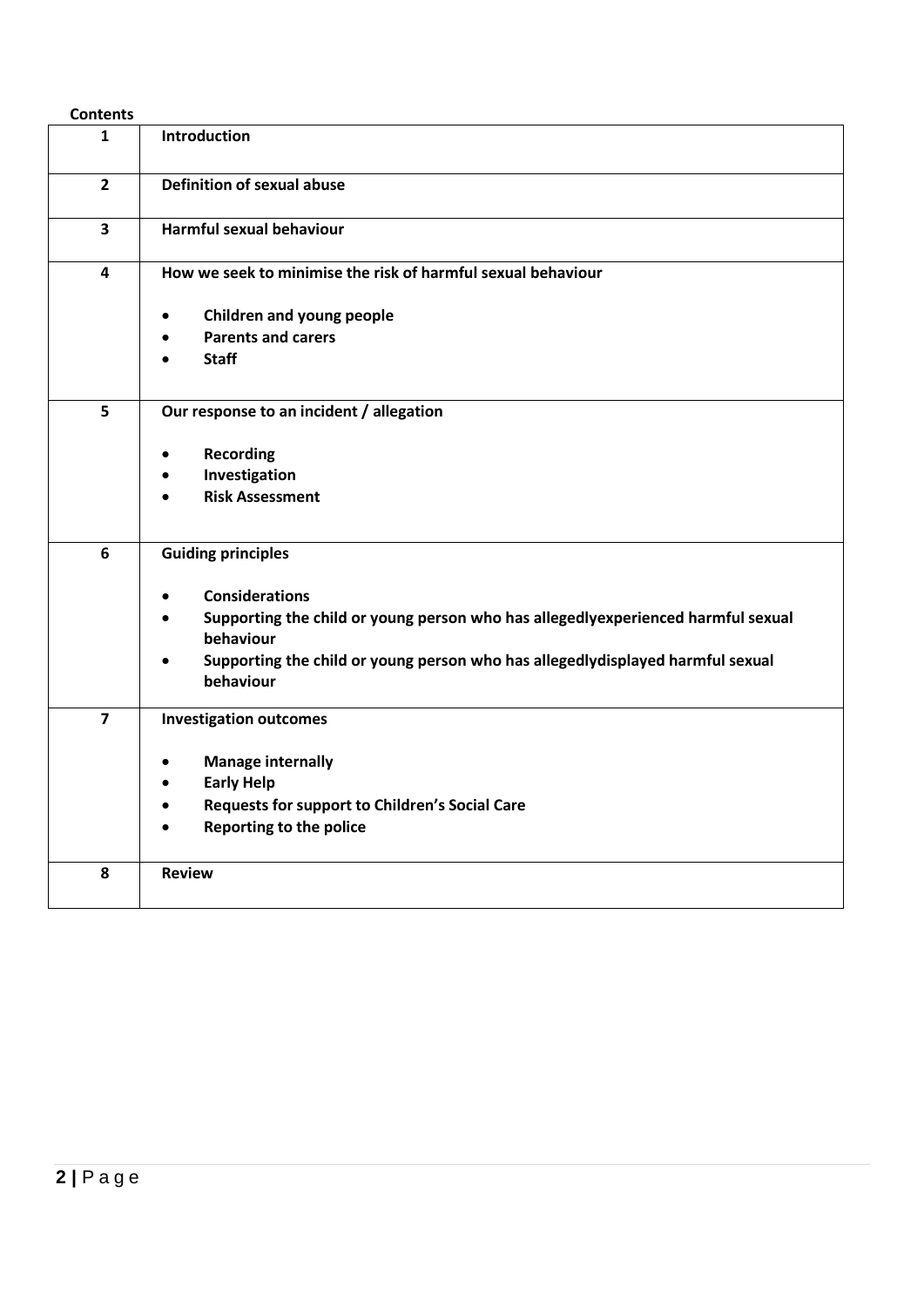**Contents**

| | |
|---|---|
| **1** | **Introduction** |
| **2** | **Definition of sexual abuse** |
| **3** | **Harmful sexual behaviour** |
| **4** | **How we seek to minimise the risk of harmful sexual behaviour**<br>• **Children and young people**<br>• **Parents and carers**<br>• **Staff** |
| **5** | **Our response to an incident / allegation**<br>• **Recording**<br>• **Investigation**<br>• **Risk Assessment** |
| **6** | **Guiding principles**<br>• **Considerations**<br>• **Supporting the child or young person who has allegedlyexperienced harmful sexual behaviour**<br>• **Supporting the child or young person who has allegedlydisplayed harmful sexual behaviour** |
| **7** | **Investigation outcomes**<br>• **Manage internally**<br>• **Early Help**<br>• **Requests for support to Children's Social Care**<br>• **Reporting to the police** |
| **8** | **Review** |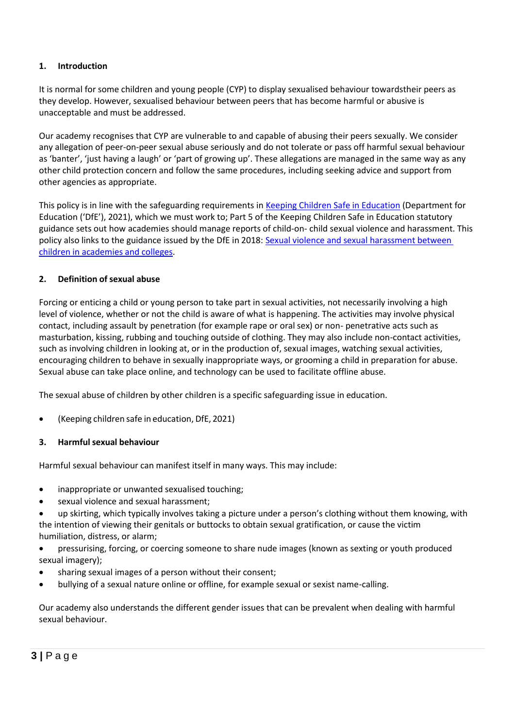## 1. Introduction

It is normal for some children and young people (CYP) to display sexualised behaviour towardstheir peers as they develop. However, sexualised behaviour between peers that has become harmful or abusive is unacceptable and must be addressed.

Our academy recognises that CYP are vulnerable to and capable of abusing their peers sexually. We consider any allegation of peer-on-peer sexual abuse seriously and do not tolerate or pass off harmful sexual behaviour as 'banter', 'just having a laugh' or 'part of growing up'. These allegations are managed in the same way as any other child protection concern and follow the same procedures, including seeking advice and support from other agencies as appropriate.

This policy is in line with the safeguarding requirements in [Keeping Children Safe in Education]() (Department for Education ('DfE'), 2021), which we must work to; Part 5 of the Keeping Children Safe in Education statutory guidance sets out how academies should manage reports of child-on- child sexual violence and harassment. This policy also links to the guidance issued by the DfE in 2018: [Sexual violence and sexual harassment between children in academies and colleges]().

## 2. Definition of sexual abuse

Forcing or enticing a child or young person to take part in sexual activities, not necessarily involving a high level of violence, whether or not the child is aware of what is happening. The activities may involve physical contact, including assault by penetration (for example rape or oral sex) or non- penetrative acts such as masturbation, kissing, rubbing and touching outside of clothing. They may also include non-contact activities, such as involving children in looking at, or in the production of, sexual images, watching sexual activities, encouraging children to behave in sexually inappropriate ways, or grooming a child in preparation for abuse. Sexual abuse can take place online, and technology can be used to facilitate offline abuse.

The sexual abuse of children by other children is a specific safeguarding issue in education.

- (Keeping children safe in education, DfE, 2021)

## 3. Harmful sexual behaviour

Harmful sexual behaviour can manifest itself in many ways. This may include:

- inappropriate or unwanted sexualised touching;
- sexual violence and sexual harassment;
- up skirting, which typically involves taking a picture under a person's clothing without them knowing, with the intention of viewing their genitals or buttocks to obtain sexual gratification, or cause the victim humiliation, distress, or alarm;
- pressurising, forcing, or coercing someone to share nude images (known as sexting or youth produced sexual imagery);
- sharing sexual images of a person without their consent;
- bullying of a sexual nature online or offline, for example sexual or sexist name-calling.

Our academy also understands the different gender issues that can be prevalent when dealing with harmful sexual behaviour.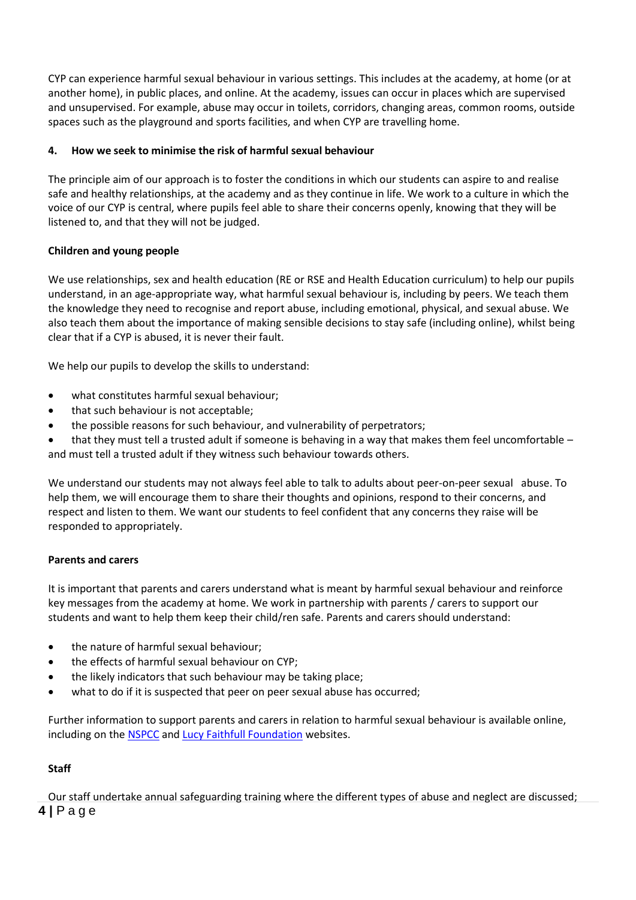CYP can experience harmful sexual behaviour in various settings. This includes at the academy, at home (or at another home), in public places, and online. At the academy, issues can occur in places which are supervised and unsupervised. For example, abuse may occur in toilets, corridors, changing areas, common rooms, outside spaces such as the playground and sports facilities, and when CYP are travelling home.

## 4. How we seek to minimise the risk of harmful sexual behaviour

The principle aim of our approach is to foster the conditions in which our students can aspire to and realise safe and healthy relationships, at the academy and as they continue in life. We work to a culture in which the voice of our CYP is central, where pupils feel able to share their concerns openly, knowing that they will be listened to, and that they will not be judged.

### Children and young people

We use relationships, sex and health education (RE or RSE and Health Education curriculum) to help our pupils understand, in an age-appropriate way, what harmful sexual behaviour is, including by peers. We teach them the knowledge they need to recognise and report abuse, including emotional, physical, and sexual abuse. We also teach them about the importance of making sensible decisions to stay safe (including online), whilst being clear that if a CYP is abused, it is never their fault.

We help our pupils to develop the skills to understand:

- what constitutes harmful sexual behaviour;
- that such behaviour is not acceptable;
- the possible reasons for such behaviour, and vulnerability of perpetrators;
- that they must tell a trusted adult if someone is behaving in a way that makes them feel uncomfortable – and must tell a trusted adult if they witness such behaviour towards others.

We understand our students may not always feel able to talk to adults about peer-on-peer sexual abuse. To help them, we will encourage them to share their thoughts and opinions, respond to their concerns, and respect and listen to them. We want our students to feel confident that any concerns they raise will be responded to appropriately.

### Parents and carers

It is important that parents and carers understand what is meant by harmful sexual behaviour and reinforce key messages from the academy at home. We work in partnership with parents / carers to support our students and want to help them keep their child/ren safe. Parents and carers should understand:

- the nature of harmful sexual behaviour;
- the effects of harmful sexual behaviour on CYP;
- the likely indicators that such behaviour may be taking place;
- what to do if it is suspected that peer on peer sexual abuse has occurred;

Further information to support parents and carers in relation to harmful sexual behaviour is available online, including on the NSPCC and Lucy Faithfull Foundation websites.

### Staff

Our staff undertake annual safeguarding training where the different types of abuse and neglect are discussed;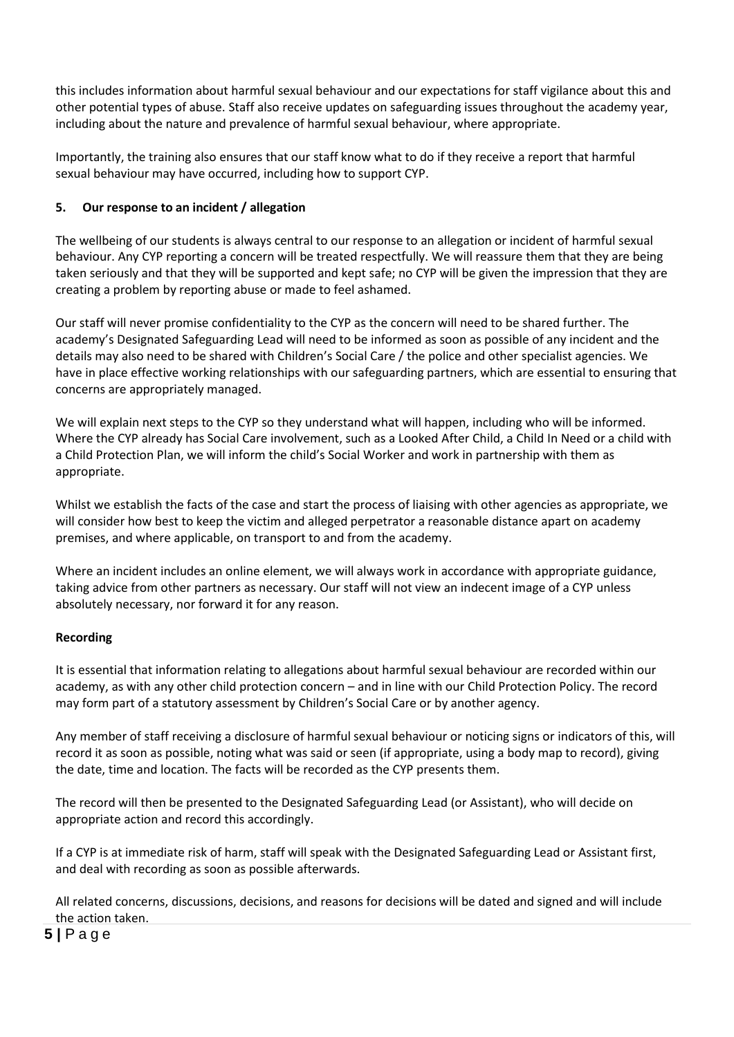this includes information about harmful sexual behaviour and our expectations for staff vigilance about this and other potential types of abuse. Staff also receive updates on safeguarding issues throughout the academy year, including about the nature and prevalence of harmful sexual behaviour, where appropriate.

Importantly, the training also ensures that our staff know what to do if they receive a report that harmful sexual behaviour may have occurred, including how to support CYP.

## 5. Our response to an incident / allegation

The wellbeing of our students is always central to our response to an allegation or incident of harmful sexual behaviour. Any CYP reporting a concern will be treated respectfully. We will reassure them that they are being taken seriously and that they will be supported and kept safe; no CYP will be given the impression that they are creating a problem by reporting abuse or made to feel ashamed.

Our staff will never promise confidentiality to the CYP as the concern will need to be shared further. The academy's Designated Safeguarding Lead will need to be informed as soon as possible of any incident and the details may also need to be shared with Children's Social Care / the police and other specialist agencies. We have in place effective working relationships with our safeguarding partners, which are essential to ensuring that concerns are appropriately managed.

We will explain next steps to the CYP so they understand what will happen, including who will be informed. Where the CYP already has Social Care involvement, such as a Looked After Child, a Child In Need or a child with a Child Protection Plan, we will inform the child's Social Worker and work in partnership with them as appropriate.

Whilst we establish the facts of the case and start the process of liaising with other agencies as appropriate, we will consider how best to keep the victim and alleged perpetrator a reasonable distance apart on academy premises, and where applicable, on transport to and from the academy.

Where an incident includes an online element, we will always work in accordance with appropriate guidance, taking advice from other partners as necessary. Our staff will not view an indecent image of a CYP unless absolutely necessary, nor forward it for any reason.

### Recording

It is essential that information relating to allegations about harmful sexual behaviour are recorded within our academy, as with any other child protection concern – and in line with our Child Protection Policy. The record may form part of a statutory assessment by Children's Social Care or by another agency.

Any member of staff receiving a disclosure of harmful sexual behaviour or noticing signs or indicators of this, will record it as soon as possible, noting what was said or seen (if appropriate, using a body map to record), giving the date, time and location. The facts will be recorded as the CYP presents them.

The record will then be presented to the Designated Safeguarding Lead (or Assistant), who will decide on appropriate action and record this accordingly.

If a CYP is at immediate risk of harm, staff will speak with the Designated Safeguarding Lead or Assistant first, and deal with recording as soon as possible afterwards.

All related concerns, discussions, decisions, and reasons for decisions will be dated and signed and will include the action taken.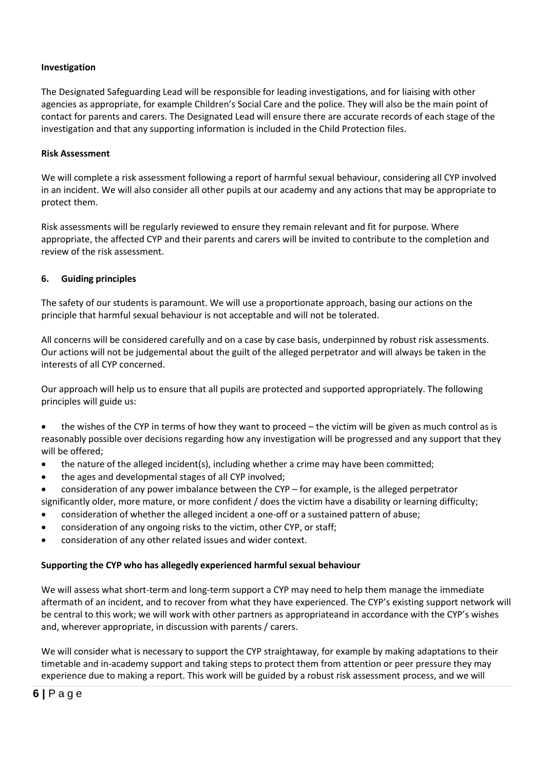**Investigation**

The Designated Safeguarding Lead will be responsible for leading investigations, and for liaising with other agencies as appropriate, for example Children's Social Care and the police. They will also be the main point of contact for parents and carers. The Designated Lead will ensure there are accurate records of each stage of the investigation and that any supporting information is included in the Child Protection files.

**Risk Assessment**

We will complete a risk assessment following a report of harmful sexual behaviour, considering all CYP involved in an incident. We will also consider all other pupils at our academy and any actions that may be appropriate to protect them.

Risk assessments will be regularly reviewed to ensure they remain relevant and fit for purpose. Where appropriate, the affected CYP and their parents and carers will be invited to contribute to the completion and review of the risk assessment.

## 6. Guiding principles

The safety of our students is paramount. We will use a proportionate approach, basing our actions on the principle that harmful sexual behaviour is not acceptable and will not be tolerated.

All concerns will be considered carefully and on a case by case basis, underpinned by robust risk assessments. Our actions will not be judgemental about the guilt of the alleged perpetrator and will always be taken in the interests of all CYP concerned.

Our approach will help us to ensure that all pupils are protected and supported appropriately. The following principles will guide us:

- the wishes of the CYP in terms of how they want to proceed – the victim will be given as much control as is reasonably possible over decisions regarding how any investigation will be progressed and any support that they will be offered;
- the nature of the alleged incident(s), including whether a crime may have been committed;
- the ages and developmental stages of all CYP involved;
- consideration of any power imbalance between the CYP – for example, is the alleged perpetrator significantly older, more mature, or more confident / does the victim have a disability or learning difficulty;
- consideration of whether the alleged incident a one-off or a sustained pattern of abuse;
- consideration of any ongoing risks to the victim, other CYP, or staff;
- consideration of any other related issues and wider context.

**Supporting the CYP who has allegedly experienced harmful sexual behaviour**

We will assess what short-term and long-term support a CYP may need to help them manage the immediate aftermath of an incident, and to recover from what they have experienced. The CYP's existing support network will be central to this work; we will work with other partners as appropriateand in accordance with the CYP's wishes and, wherever appropriate, in discussion with parents / carers.

We will consider what is necessary to support the CYP straightaway, for example by making adaptations to their timetable and in-academy support and taking steps to protect them from attention or peer pressure they may experience due to making a report. This work will be guided by a robust risk assessment process, and we will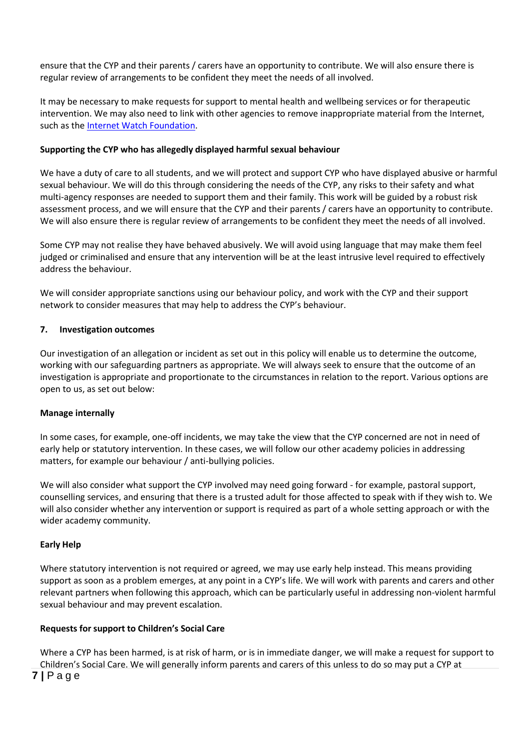ensure that the CYP and their parents / carers have an opportunity to contribute. We will also ensure there is regular review of arrangements to be confident they meet the needs of all involved.

It may be necessary to make requests for support to mental health and wellbeing services or for therapeutic intervention. We may also need to link with other agencies to remove inappropriate material from the Internet, such as the [Internet Watch Foundation](https://www.iwf.org.uk/).

**Supporting the CYP who has allegedly displayed harmful sexual behaviour**

We have a duty of care to all students, and we will protect and support CYP who have displayed abusive or harmful sexual behaviour. We will do this through considering the needs of the CYP, any risks to their safety and what multi-agency responses are needed to support them and their family. This work will be guided by a robust risk assessment process, and we will ensure that the CYP and their parents / carers have an opportunity to contribute. We will also ensure there is regular review of arrangements to be confident they meet the needs of all involved.

Some CYP may not realise they have behaved abusively. We will avoid using language that may make them feel judged or criminalised and ensure that any intervention will be at the least intrusive level required to effectively address the behaviour.

We will consider appropriate sanctions using our behaviour policy, and work with the CYP and their support network to consider measures that may help to address the CYP's behaviour.

## 7. Investigation outcomes

Our investigation of an allegation or incident as set out in this policy will enable us to determine the outcome, working with our safeguarding partners as appropriate. We will always seek to ensure that the outcome of an investigation is appropriate and proportionate to the circumstances in relation to the report. Various options are open to us, as set out below:

**Manage internally**

In some cases, for example, one-off incidents, we may take the view that the CYP concerned are not in need of early help or statutory intervention. In these cases, we will follow our other academy policies in addressing matters, for example our behaviour / anti-bullying policies.

We will also consider what support the CYP involved may need going forward - for example, pastoral support, counselling services, and ensuring that there is a trusted adult for those affected to speak with if they wish to. We will also consider whether any intervention or support is required as part of a whole setting approach or with the wider academy community.

**Early Help**

Where statutory intervention is not required or agreed, we may use early help instead. This means providing support as soon as a problem emerges, at any point in a CYP's life. We will work with parents and carers and other relevant partners when following this approach, which can be particularly useful in addressing non-violent harmful sexual behaviour and may prevent escalation.

**Requests for support to Children's Social Care**

Where a CYP has been harmed, is at risk of harm, or is in immediate danger, we will make a request for support to Children's Social Care. We will generally inform parents and carers of this unless to do so may put a CYP at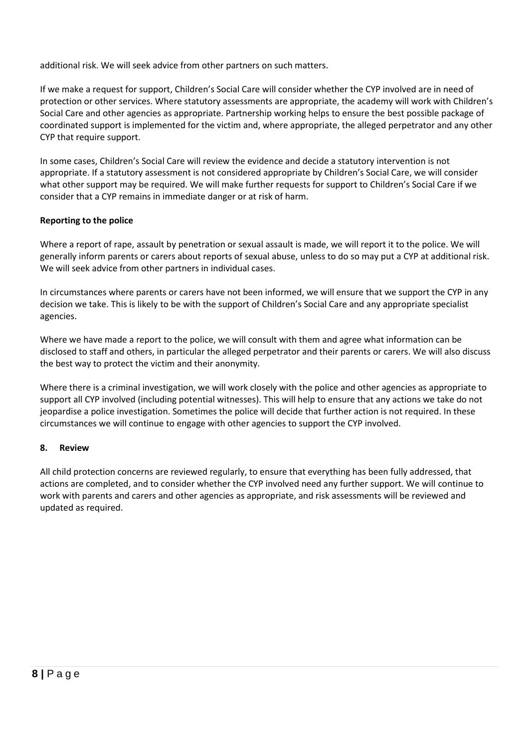additional risk. We will seek advice from other partners on such matters.

If we make a request for support, Children's Social Care will consider whether the CYP involved are in need of protection or other services. Where statutory assessments are appropriate, the academy will work with Children's Social Care and other agencies as appropriate. Partnership working helps to ensure the best possible package of coordinated support is implemented for the victim and, where appropriate, the alleged perpetrator and any other CYP that require support.

In some cases, Children's Social Care will review the evidence and decide a statutory intervention is not appropriate. If a statutory assessment is not considered appropriate by Children's Social Care, we will consider what other support may be required. We will make further requests for support to Children's Social Care if we consider that a CYP remains in immediate danger or at risk of harm.

**Reporting to the police**

Where a report of rape, assault by penetration or sexual assault is made, we will report it to the police. We will generally inform parents or carers about reports of sexual abuse, unless to do so may put a CYP at additional risk. We will seek advice from other partners in individual cases.

In circumstances where parents or carers have not been informed, we will ensure that we support the CYP in any decision we take. This is likely to be with the support of Children's Social Care and any appropriate specialist agencies.

Where we have made a report to the police, we will consult with them and agree what information can be disclosed to staff and others, in particular the alleged perpetrator and their parents or carers. We will also discuss the best way to protect the victim and their anonymity.

Where there is a criminal investigation, we will work closely with the police and other agencies as appropriate to support all CYP involved (including potential witnesses). This will help to ensure that any actions we take do not jeopardise a police investigation. Sometimes the police will decide that further action is not required. In these circumstances we will continue to engage with other agencies to support the CYP involved.

## 8. Review

All child protection concerns are reviewed regularly, to ensure that everything has been fully addressed, that actions are completed, and to consider whether the CYP involved need any further support. We will continue to work with parents and carers and other agencies as appropriate, and risk assessments will be reviewed and updated as required.